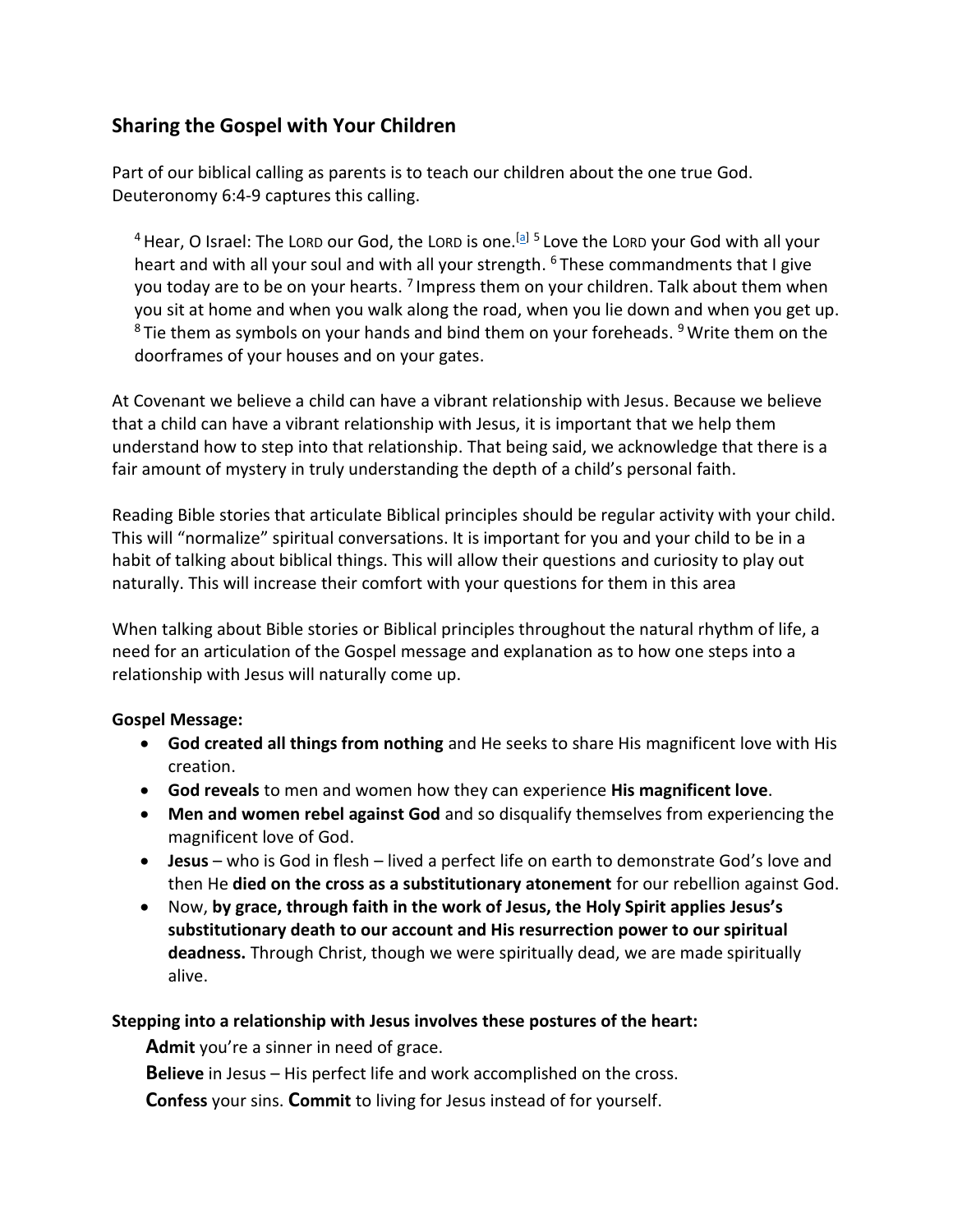## Sharing the Gospel with Your Children

Part of our biblical calling as parents is to teach our children about the one true God. Deuteronomy 6:4-9 captures this calling.

> [4] Hear, O Israel: The LORD our God, the LORD is one.[a] [5] Love the LORD your God with all your heart and with all your soul and with all your strength. [6] These commandments that I give you today are to be on your hearts. [7] Impress them on your children. Talk about them when you sit at home and when you walk along the road, when you lie down and when you get up. [8] Tie them as symbols on your hands and bind them on your foreheads. [9] Write them on the doorframes of your houses and on your gates.

At Covenant we believe a child can have a vibrant relationship with Jesus. Because we believe that a child can have a vibrant relationship with Jesus, it is important that we help them understand how to step into that relationship. That being said, we acknowledge that there is a fair amount of mystery in truly understanding the depth of a child's personal faith.

Reading Bible stories that articulate Biblical principles should be regular activity with your child. This will "normalize" spiritual conversations. It is important for you and your child to be in a habit of talking about biblical things. This will allow their questions and curiosity to play out naturally. This will increase their comfort with your questions for them in this area

When talking about Bible stories or Biblical principles throughout the natural rhythm of life, a need for an articulation of the Gospel message and explanation as to how one steps into a relationship with Jesus will naturally come up.

**Gospel Message:**

- **God created all things from nothing** and He seeks to share His magnificent love with His creation.
- **God reveals** to men and women how they can experience **His magnificent love**.
- **Men and women rebel against God** and so disqualify themselves from experiencing the magnificent love of God.
- **Jesus** – who is God in flesh – lived a perfect life on earth to demonstrate God's love and then He **died on the cross as a substitutionary atonement** for our rebellion against God.
- Now, **by grace, through faith in the work of Jesus, the Holy Spirit applies Jesus's substitutionary death to our account and His resurrection power to our spiritual deadness.** Through Christ, though we were spiritually dead, we are made spiritually alive.

**Stepping into a relationship with Jesus involves these postures of the heart:**

**Admit** you're a sinner in need of grace.

**Believe** in Jesus – His perfect life and work accomplished on the cross.

**Confess** your sins. **Commit** to living for Jesus instead of for yourself.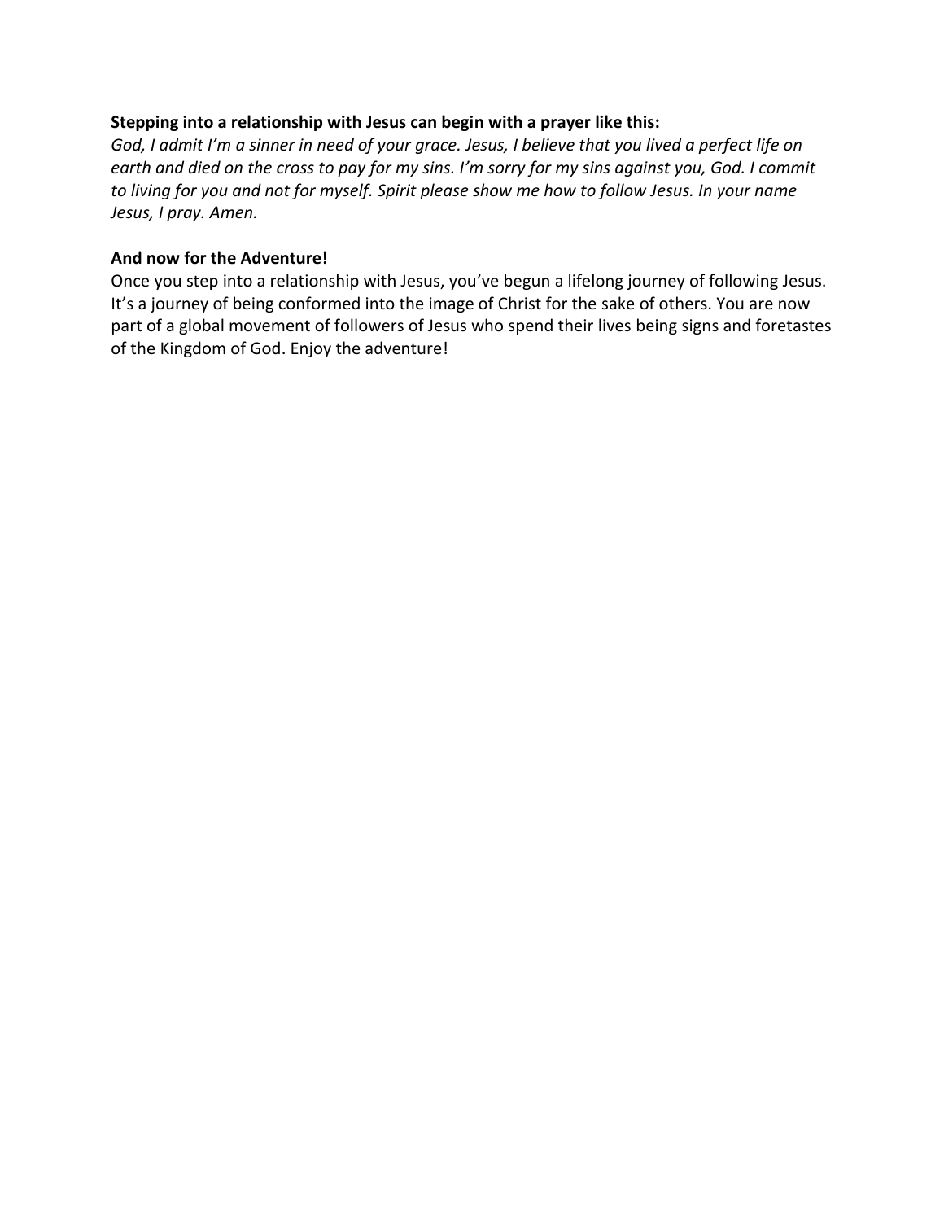**Stepping into a relationship with Jesus can begin with a prayer like this:**
*God, I admit I'm a sinner in need of your grace. Jesus, I believe that you lived a perfect life on earth and died on the cross to pay for my sins. I'm sorry for my sins against you, God. I commit to living for you and not for myself. Spirit please show me how to follow Jesus. In your name Jesus, I pray. Amen.*

**And now for the Adventure!**
Once you step into a relationship with Jesus, you've begun a lifelong journey of following Jesus. It's a journey of being conformed into the image of Christ for the sake of others. You are now part of a global movement of followers of Jesus who spend their lives being signs and foretastes of the Kingdom of God. Enjoy the adventure!